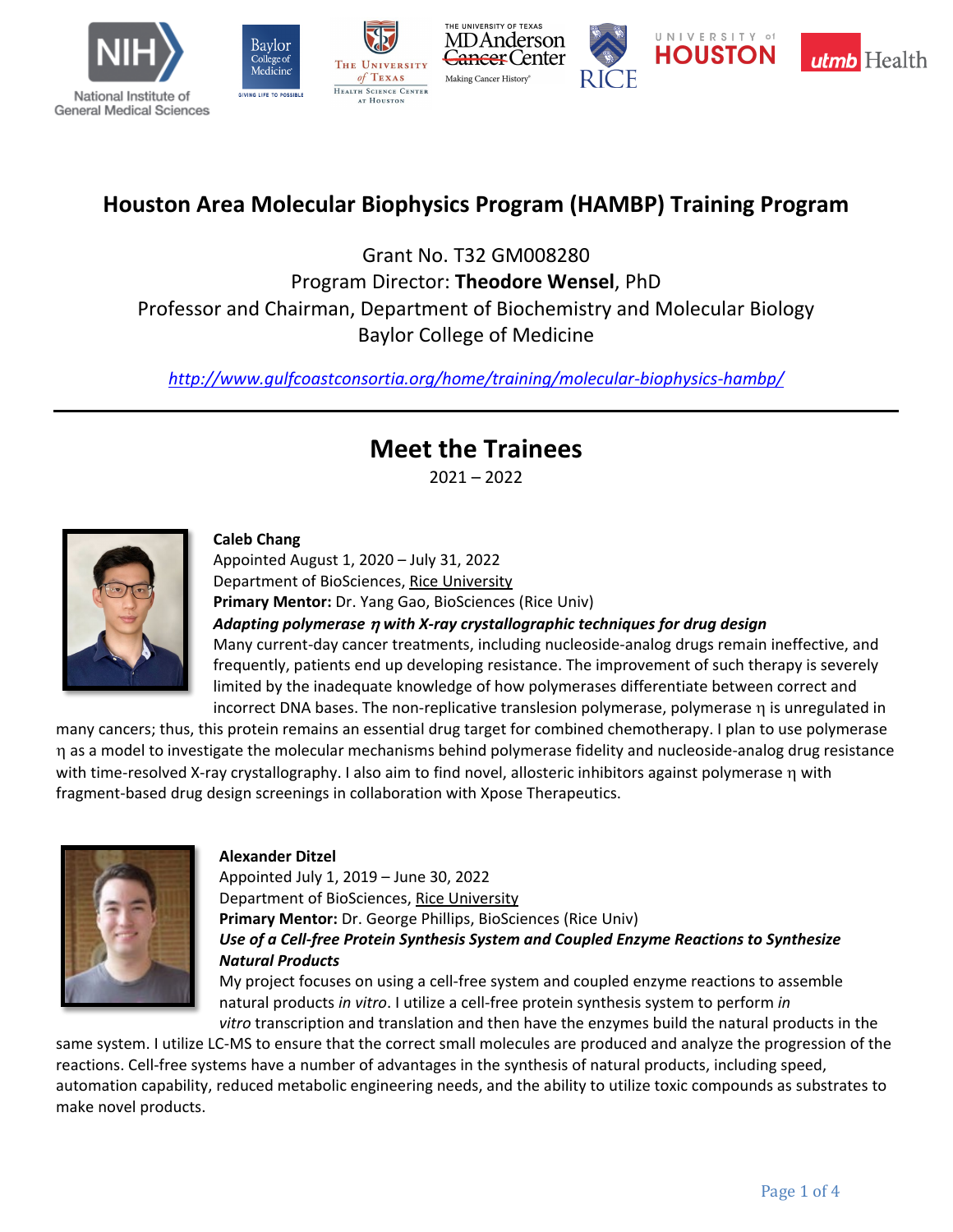# Houston Area Molecular Biophysics Program (HAMBP) Training Program

Grant No. T32 GM008280
Program Director: **Theodore Wensel**, PhD
Professor and Chairman, Department of Biochemistry and Molecular Biology
Baylor College of Medicine

*http://www.gulfcoastconsortia.org/home/training/molecular-biophysics-hambp/*

---

## Meet the Trainees

2021 – 2022

**Caleb Chang**
Appointed August 1, 2020 – July 31, 2022
Department of BioSciences, Rice University
**Primary Mentor:** Dr. Yang Gao, BioSciences (Rice Univ)
***Adapting polymerase η with X-ray crystallographic techniques for drug design***
Many current-day cancer treatments, including nucleoside-analog drugs remain ineffective, and frequently, patients end up developing resistance. The improvement of such therapy is severely limited by the inadequate knowledge of how polymerases differentiate between correct and incorrect DNA bases. The non-replicative translesion polymerase, polymerase η is unregulated in many cancers; thus, this protein remains an essential drug target for combined chemotherapy. I plan to use polymerase η as a model to investigate the molecular mechanisms behind polymerase fidelity and nucleoside-analog drug resistance with time-resolved X-ray crystallography. I also aim to find novel, allosteric inhibitors against polymerase η with fragment-based drug design screenings in collaboration with Xpose Therapeutics.

**Alexander Ditzel**
Appointed July 1, 2019 – June 30, 2022
Department of BioSciences, Rice University
**Primary Mentor:** Dr. George Phillips, BioSciences (Rice Univ)
***Use of a Cell-free Protein Synthesis System and Coupled Enzyme Reactions to Synthesize Natural Products***
My project focuses on using a cell-free system and coupled enzyme reactions to assemble natural products *in vitro*. I utilize a cell-free protein synthesis system to perform *in vitro* transcription and translation and then have the enzymes build the natural products in the same system. I utilize LC-MS to ensure that the correct small molecules are produced and analyze the progression of the reactions. Cell-free systems have a number of advantages in the synthesis of natural products, including speed, automation capability, reduced metabolic engineering needs, and the ability to utilize toxic compounds as substrates to make novel products.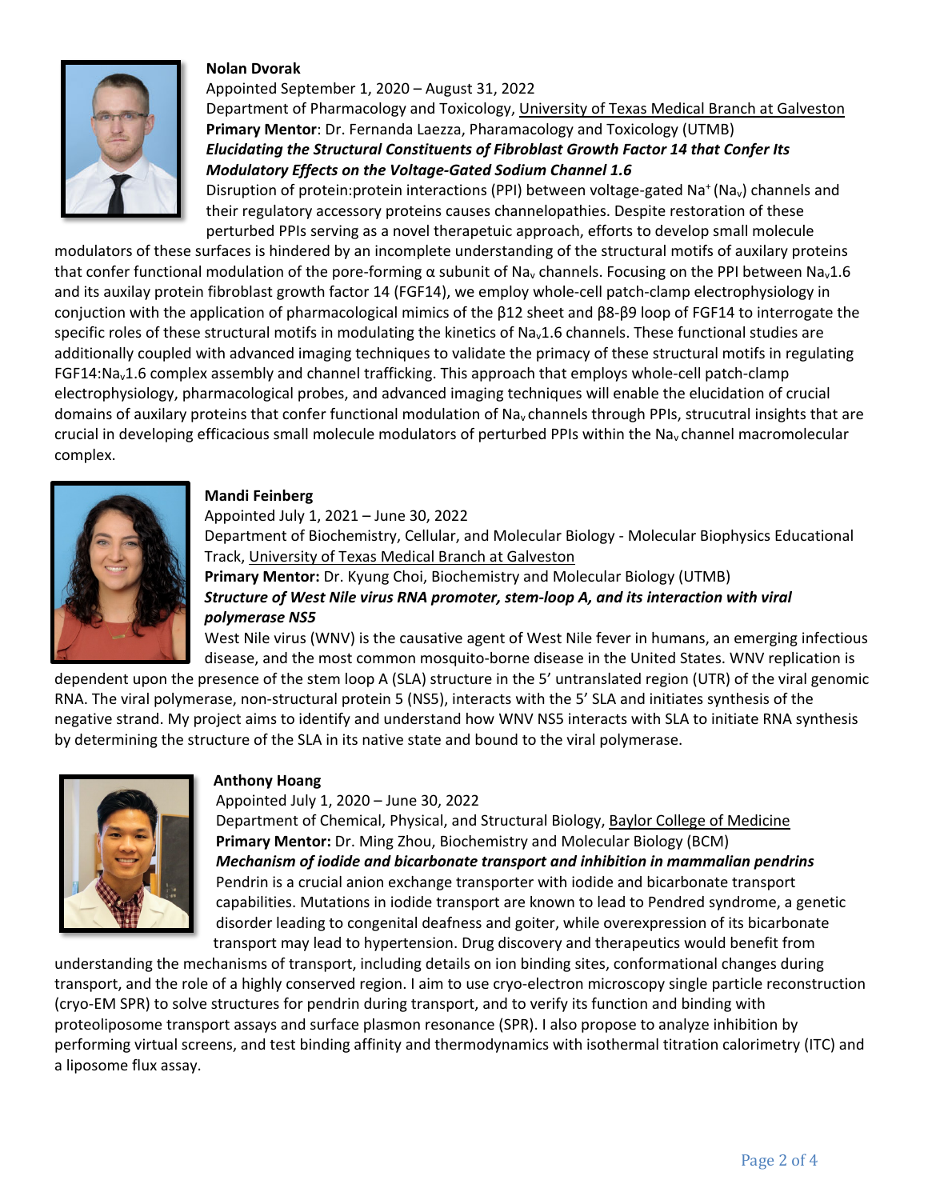**Nolan Dvorak**

Appointed September 1, 2020 – August 31, 2022

Department of Pharmacology and Toxicology, University of Texas Medical Branch at Galveston

**Primary Mentor**: Dr. Fernanda Laezza, Pharamacology and Toxicology (UTMB)

***Elucidating the Structural Constituents of Fibroblast Growth Factor 14 that Confer Its Modulatory Effects on the Voltage-Gated Sodium Channel 1.6***

Disruption of protein:protein interactions (PPI) between voltage-gated $Na^+$ ($Na_v$) channels and their regulatory accessory proteins causes channelopathies. Despite restoration of these perturbed PPIs serving as a novel therapetuic approach, efforts to develop small molecule modulators of these surfaces is hindered by an incomplete understanding of the structural motifs of auxilary proteins that confer functional modulation of the pore-forming α subunit of $Na_v$ channels. Focusing on the PPI between $Na_v1.6$ and its auxilay protein fibroblast growth factor 14 (FGF14), we employ whole-cell patch-clamp electrophysiology in conjuction with the application of pharmacological mimics of the β12 sheet and β8-β9 loop of FGF14 to interrogate the specific roles of these structural motifs in modulating the kinetics of $Na_v1.6$ channels. These functional studies are additionally coupled with advanced imaging techniques to validate the primacy of these structural motifs in regulating FGF14:$Na_v1.6$ complex assembly and channel trafficking. This approach that employs whole-cell patch-clamp electrophysiology, pharmacological probes, and advanced imaging techniques will enable the elucidation of crucial domains of auxilary proteins that confer functional modulation of $Na_v$ channels through PPIs, strucutral insights that are crucial in developing efficacious small molecule modulators of perturbed PPIs within the $Na_v$ channel macromolecular complex.

**Mandi Feinberg**

Appointed July 1, 2021 – June 30, 2022

Department of Biochemistry, Cellular, and Molecular Biology - Molecular Biophysics Educational Track, University of Texas Medical Branch at Galveston

**Primary Mentor:** Dr. Kyung Choi, Biochemistry and Molecular Biology (UTMB)

***Structure of West Nile virus RNA promoter, stem-loop A, and its interaction with viral polymerase NS5***

West Nile virus (WNV) is the causative agent of West Nile fever in humans, an emerging infectious disease, and the most common mosquito-borne disease in the United States. WNV replication is dependent upon the presence of the stem loop A (SLA) structure in the 5' untranslated region (UTR) of the viral genomic RNA. The viral polymerase, non-structural protein 5 (NS5), interacts with the 5' SLA and initiates synthesis of the negative strand. My project aims to identify and understand how WNV NS5 interacts with SLA to initiate RNA synthesis by determining the structure of the SLA in its native state and bound to the viral polymerase.

**Anthony Hoang**

Appointed July 1, 2020 – June 30, 2022

Department of Chemical, Physical, and Structural Biology, Baylor College of Medicine

**Primary Mentor:** Dr. Ming Zhou, Biochemistry and Molecular Biology (BCM)

***Mechanism of iodide and bicarbonate transport and inhibition in mammalian pendrins***

Pendrin is a crucial anion exchange transporter with iodide and bicarbonate transport capabilities. Mutations in iodide transport are known to lead to Pendred syndrome, a genetic disorder leading to congenital deafness and goiter, while overexpression of its bicarbonate transport may lead to hypertension. Drug discovery and therapeutics would benefit from understanding the mechanisms of transport, including details on ion binding sites, conformational changes during transport, and the role of a highly conserved region. I aim to use cryo-electron microscopy single particle reconstruction (cryo-EM SPR) to solve structures for pendrin during transport, and to verify its function and binding with proteoliposome transport assays and surface plasmon resonance (SPR). I also propose to analyze inhibition by performing virtual screens, and test binding affinity and thermodynamics with isothermal titration calorimetry (ITC) and a liposome flux assay.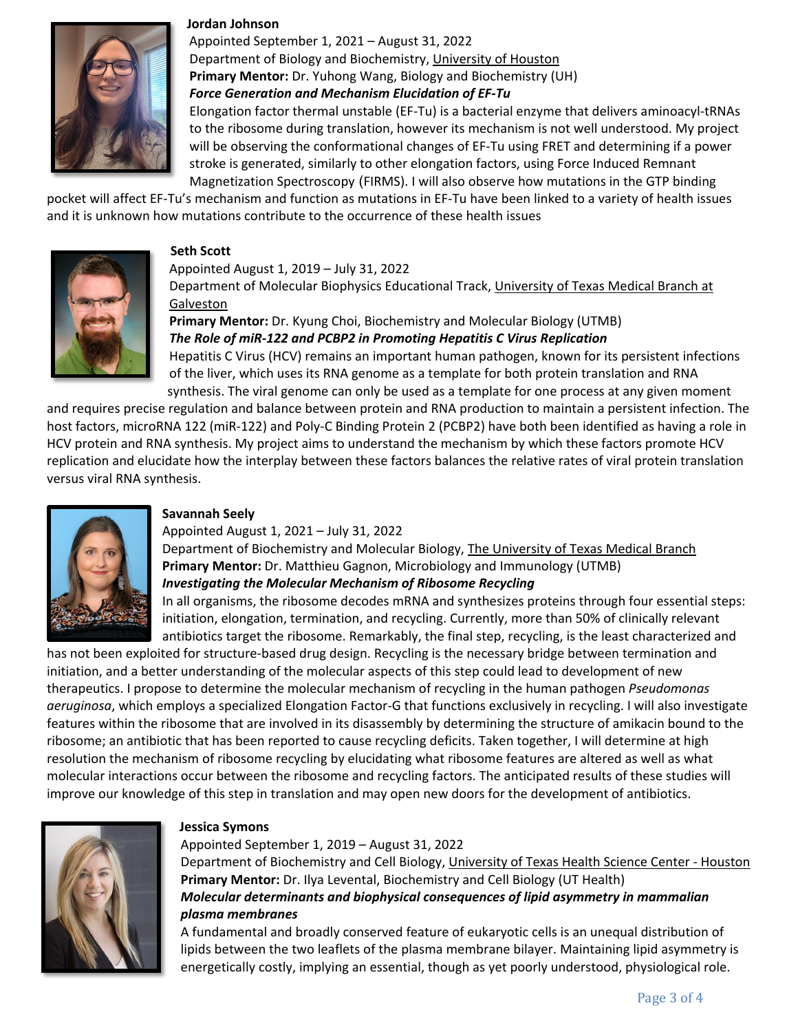**Jordan Johnson**

Appointed September 1, 2021 – August 31, 2022

Department of Biology and Biochemistry, University of Houston

**Primary Mentor:** Dr. Yuhong Wang, Biology and Biochemistry (UH)

***Force Generation and Mechanism Elucidation of EF-Tu***

Elongation factor thermal unstable (EF-Tu) is a bacterial enzyme that delivers aminoacyl-tRNAs to the ribosome during translation, however its mechanism is not well understood. My project will be observing the conformational changes of EF-Tu using FRET and determining if a power stroke is generated, similarly to other elongation factors, using Force Induced Remnant Magnetization Spectroscopy (FIRMS). I will also observe how mutations in the GTP binding pocket will affect EF-Tu's mechanism and function as mutations in EF-Tu have been linked to a variety of health issues and it is unknown how mutations contribute to the occurrence of these health issues

**Seth Scott**

Appointed August 1, 2019 – July 31, 2022

Department of Molecular Biophysics Educational Track, University of Texas Medical Branch at Galveston

**Primary Mentor:** Dr. Kyung Choi, Biochemistry and Molecular Biology (UTMB)

***The Role of miR-122 and PCBP2 in Promoting Hepatitis C Virus Replication***

Hepatitis C Virus (HCV) remains an important human pathogen, known for its persistent infections of the liver, which uses its RNA genome as a template for both protein translation and RNA synthesis. The viral genome can only be used as a template for one process at any given moment and requires precise regulation and balance between protein and RNA production to maintain a persistent infection. The host factors, microRNA 122 (miR-122) and Poly-C Binding Protein 2 (PCBP2) have both been identified as having a role in HCV protein and RNA synthesis. My project aims to understand the mechanism by which these factors promote HCV replication and elucidate how the interplay between these factors balances the relative rates of viral protein translation versus viral RNA synthesis.

**Savannah Seely**

Appointed August 1, 2021 – July 31, 2022

Department of Biochemistry and Molecular Biology, The University of Texas Medical Branch

**Primary Mentor:** Dr. Matthieu Gagnon, Microbiology and Immunology (UTMB)

***Investigating the Molecular Mechanism of Ribosome Recycling***

In all organisms, the ribosome decodes mRNA and synthesizes proteins through four essential steps: initiation, elongation, termination, and recycling. Currently, more than 50% of clinically relevant antibiotics target the ribosome. Remarkably, the final step, recycling, is the least characterized and has not been exploited for structure-based drug design. Recycling is the necessary bridge between termination and initiation, and a better understanding of the molecular aspects of this step could lead to development of new therapeutics. I propose to determine the molecular mechanism of recycling in the human pathogen *Pseudomonas aeruginosa*, which employs a specialized Elongation Factor-G that functions exclusively in recycling. I will also investigate features within the ribosome that are involved in its disassembly by determining the structure of amikacin bound to the ribosome; an antibiotic that has been reported to cause recycling deficits. Taken together, I will determine at high resolution the mechanism of ribosome recycling by elucidating what ribosome features are altered as well as what molecular interactions occur between the ribosome and recycling factors. The anticipated results of these studies will improve our knowledge of this step in translation and may open new doors for the development of antibiotics.

**Jessica Symons**

Appointed September 1, 2019 – August 31, 2022

Department of Biochemistry and Cell Biology, University of Texas Health Science Center - Houston

**Primary Mentor:** Dr. Ilya Levental, Biochemistry and Cell Biology (UT Health)

***Molecular determinants and biophysical consequences of lipid asymmetry in mammalian plasma membranes***

A fundamental and broadly conserved feature of eukaryotic cells is an unequal distribution of lipids between the two leaflets of the plasma membrane bilayer. Maintaining lipid asymmetry is energetically costly, implying an essential, though as yet poorly understood, physiological role.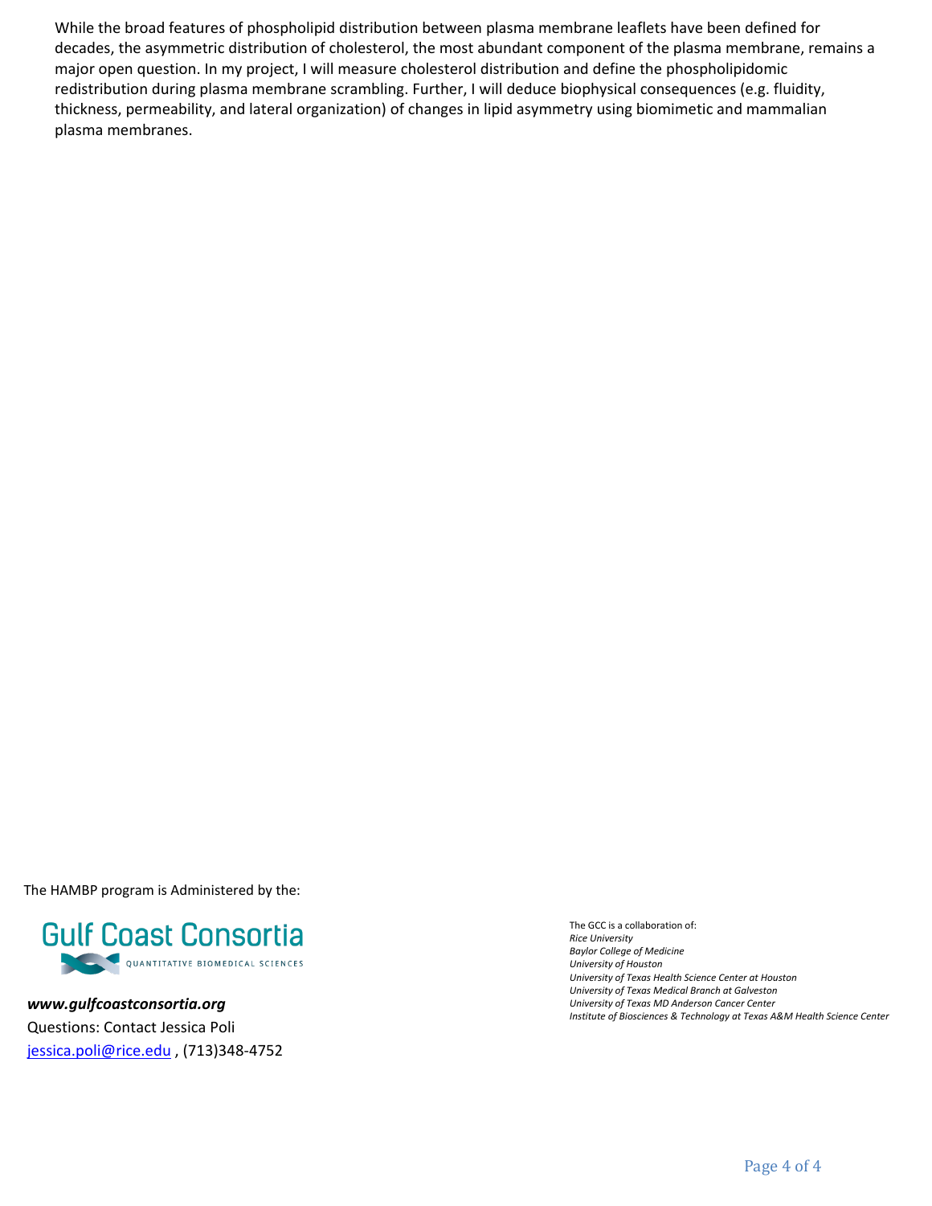While the broad features of phospholipid distribution between plasma membrane leaflets have been defined for decades, the asymmetric distribution of cholesterol, the most abundant component of the plasma membrane, remains a major open question. In my project, I will measure cholesterol distribution and define the phospholipidomic redistribution during plasma membrane scrambling. Further, I will deduce biophysical consequences (e.g. fluidity, thickness, permeability, and lateral organization) of changes in lipid asymmetry using biomimetic and mammalian plasma membranes.

The HAMBP program is Administered by the:

Gulf Coast Consortia
QUANTITATIVE BIOMEDICAL SCIENCES

***www.gulfcoastconsortia.org***
Questions: Contact Jessica Poli
[jessica.poli@rice.edu](mailto:jessica.poli@rice.edu) , (713)348-4752

The GCC is a collaboration of:
*Rice University*
*Baylor College of Medicine*
*University of Houston*
*University of Texas Health Science Center at Houston*
*University of Texas Medical Branch at Galveston*
*University of Texas MD Anderson Cancer Center*
*Institute of Biosciences & Technology at Texas A&M Health Science Center*